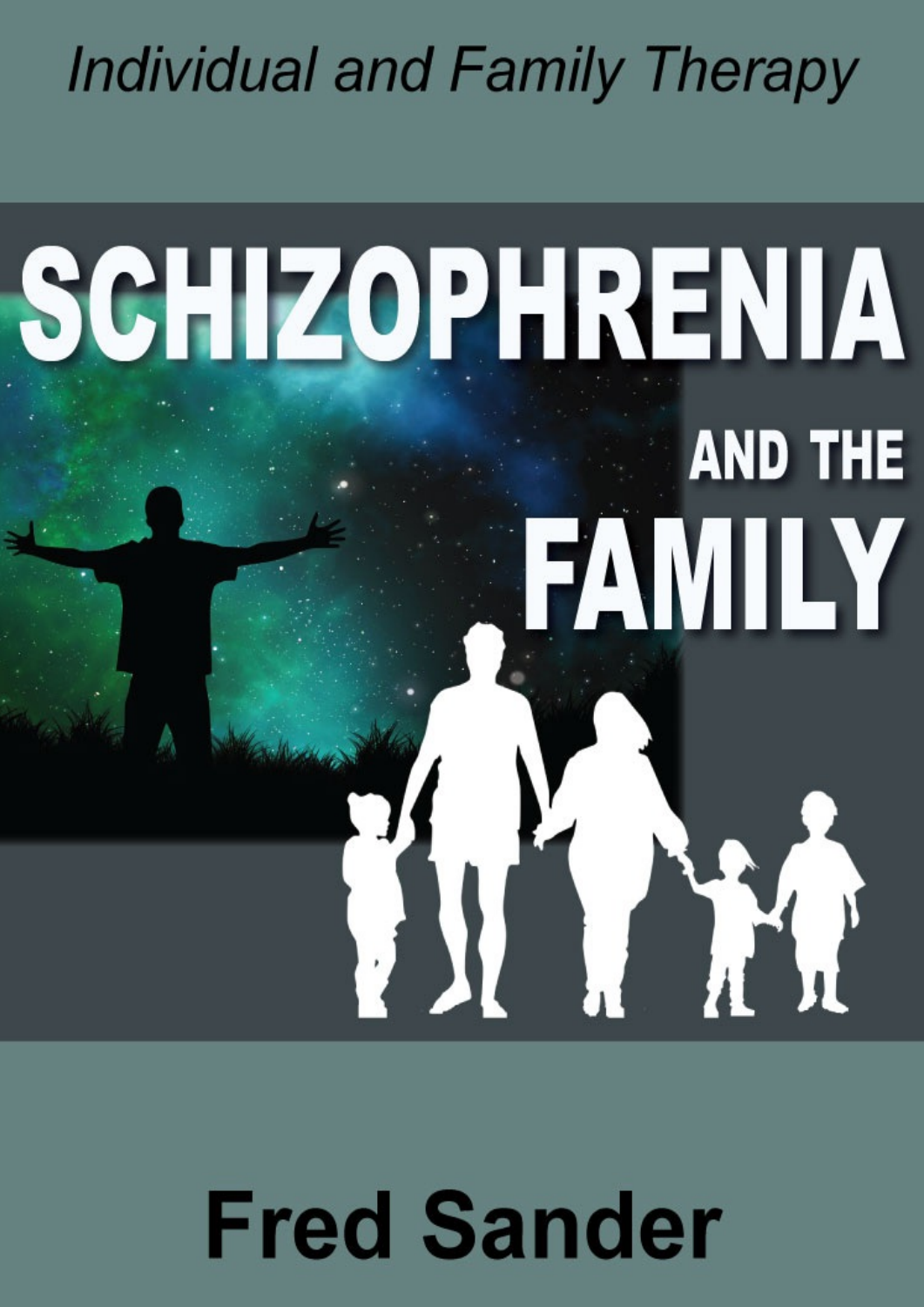*Individual and Family Therapy*

# SCHIZOPHRENIA AND THE FAMILY

**Fred Sander**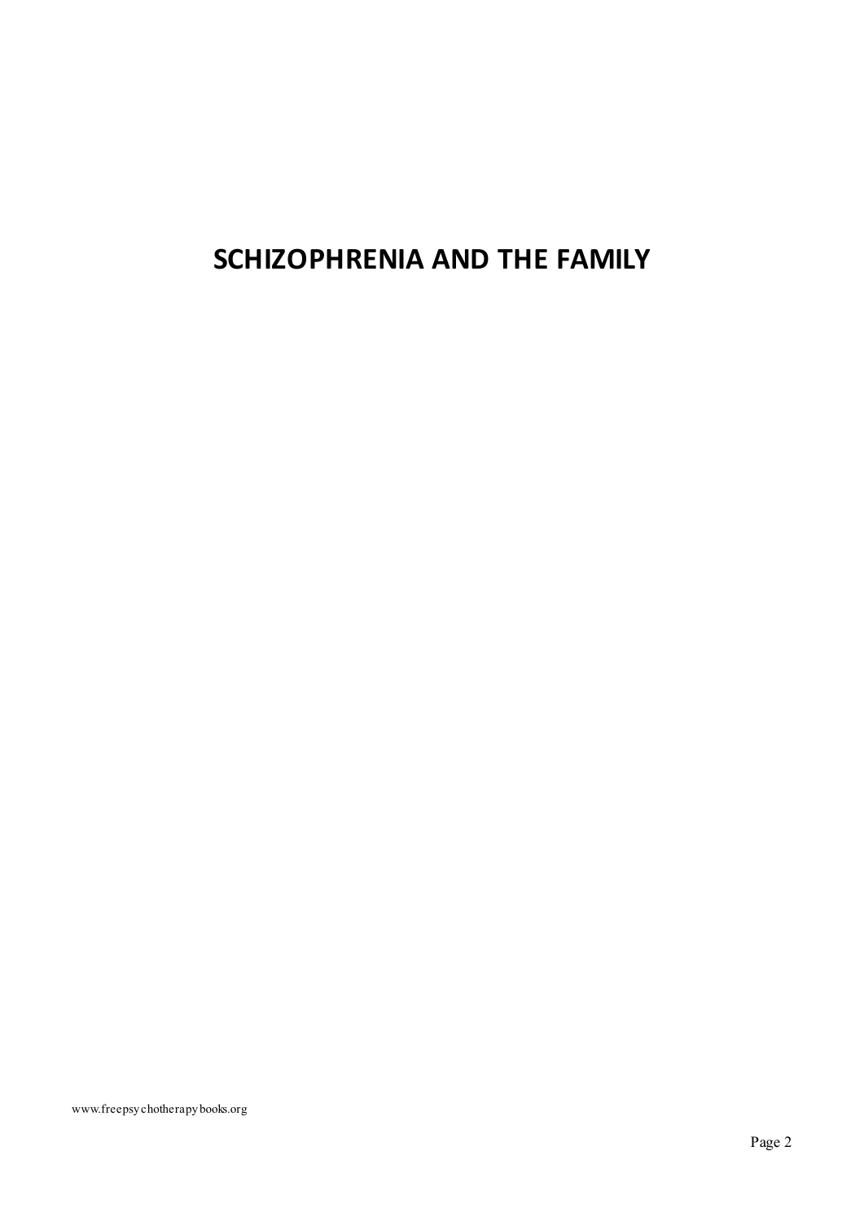# SCHIZOPHRENIA AND THE FAMILY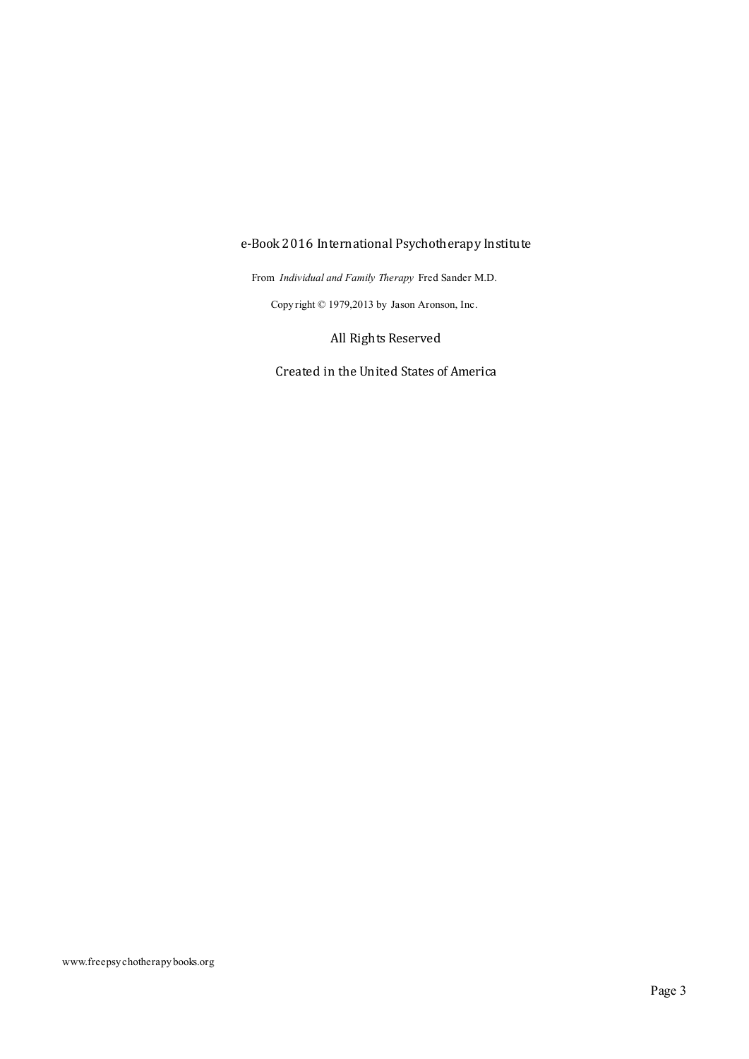e-Book 2016 International Psychotherapy Institute

From *Individual and Family Therapy* Fred Sander M.D.

Copyright © 1979,2013 by Jason Aronson, Inc.

All Rights Reserved

Created in the United States of America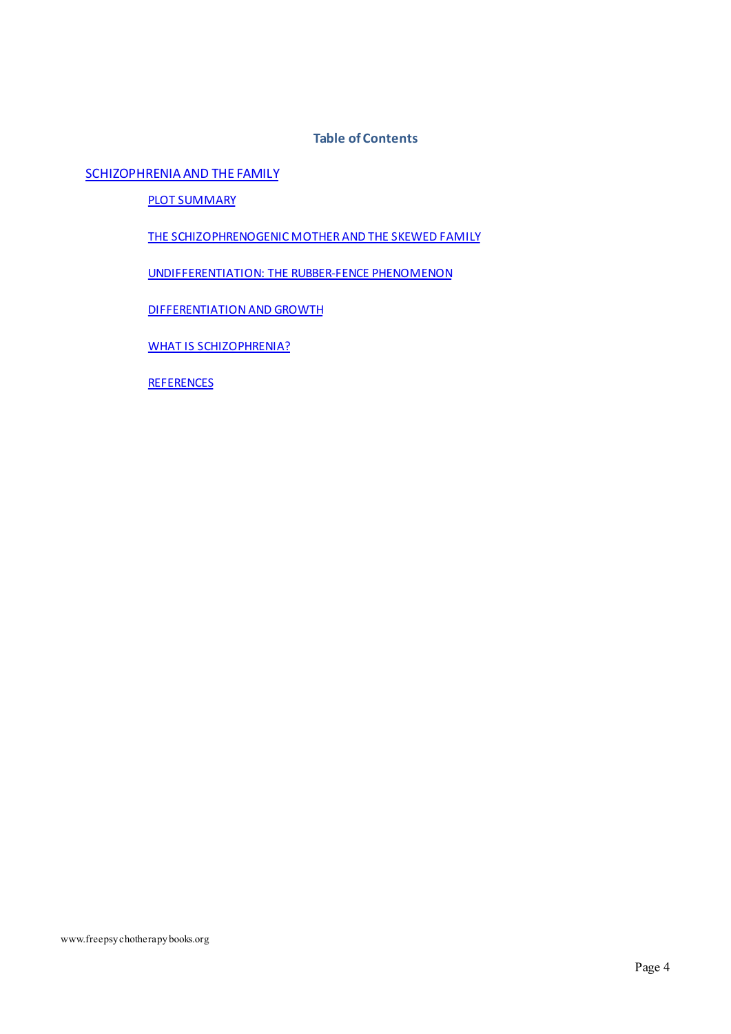## Table of Contents

SCHIZOPHRENIA AND THE FAMILY

- PLOT SUMMARY
- THE SCHIZOPHRENOGENIC MOTHER AND THE SKEWED FAMILY
- UNDIFFERENTIATION: THE RUBBER-FENCE PHENOMENON
- DIFFERENTIATION AND GROWTH
- WHAT IS SCHIZOPHRENIA?
- REFERENCES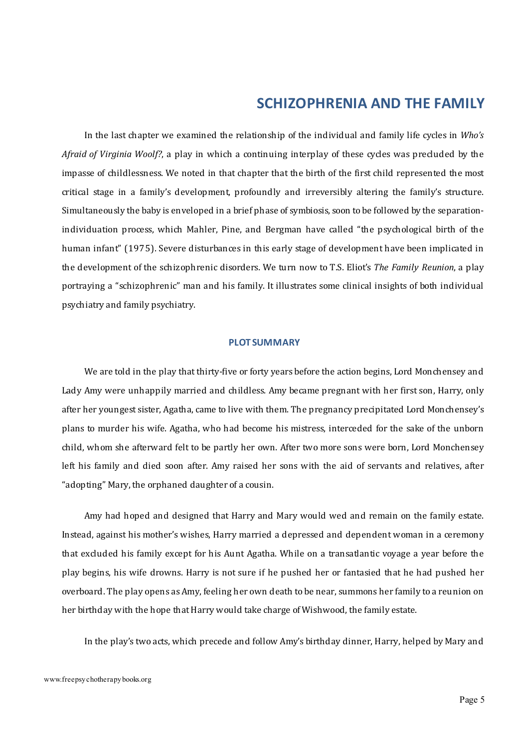## SCHIZOPHRENIA AND THE FAMILY

In the last chapter we examined the relationship of the individual and family life cycles in *Who's Afraid of Virginia Woolf?*, a play in which a continuing interplay of these cycles was precluded by the impasse of childlessness. We noted in that chapter that the birth of the first child represented the most critical stage in a family's development, profoundly and irreversibly altering the family's structure. Simultaneously the baby is enveloped in a brief phase of symbiosis, soon to be followed by the separation-individuation process, which Mahler, Pine, and Bergman have called "the psychological birth of the human infant" (1975). Severe disturbances in this early stage of development have been implicated in the development of the schizophrenic disorders. We turn now to T.S. Eliot's *The Family Reunion*, a play portraying a "schizophrenic" man and his family. It illustrates some clinical insights of both individual psychiatry and family psychiatry.

### PLOT SUMMARY

We are told in the play that thirty-five or forty years before the action begins, Lord Monchensey and Lady Amy were unhappily married and childless. Amy became pregnant with her first son, Harry, only after her youngest sister, Agatha, came to live with them. The pregnancy precipitated Lord Monchensey's plans to murder his wife. Agatha, who had become his mistress, interceded for the sake of the unborn child, whom she afterward felt to be partly her own. After two more sons were born, Lord Monchensey left his family and died soon after. Amy raised her sons with the aid of servants and relatives, after "adopting" Mary, the orphaned daughter of a cousin.

Amy had hoped and designed that Harry and Mary would wed and remain on the family estate. Instead, against his mother's wishes, Harry married a depressed and dependent woman in a ceremony that excluded his family except for his Aunt Agatha. While on a transatlantic voyage a year before the play begins, his wife drowns. Harry is not sure if he pushed her or fantasied that he had pushed her overboard. The play opens as Amy, feeling her own death to be near, summons her family to a reunion on her birthday with the hope that Harry would take charge of Wishwood, the family estate.

In the play's two acts, which precede and follow Amy's birthday dinner, Harry, helped by Mary and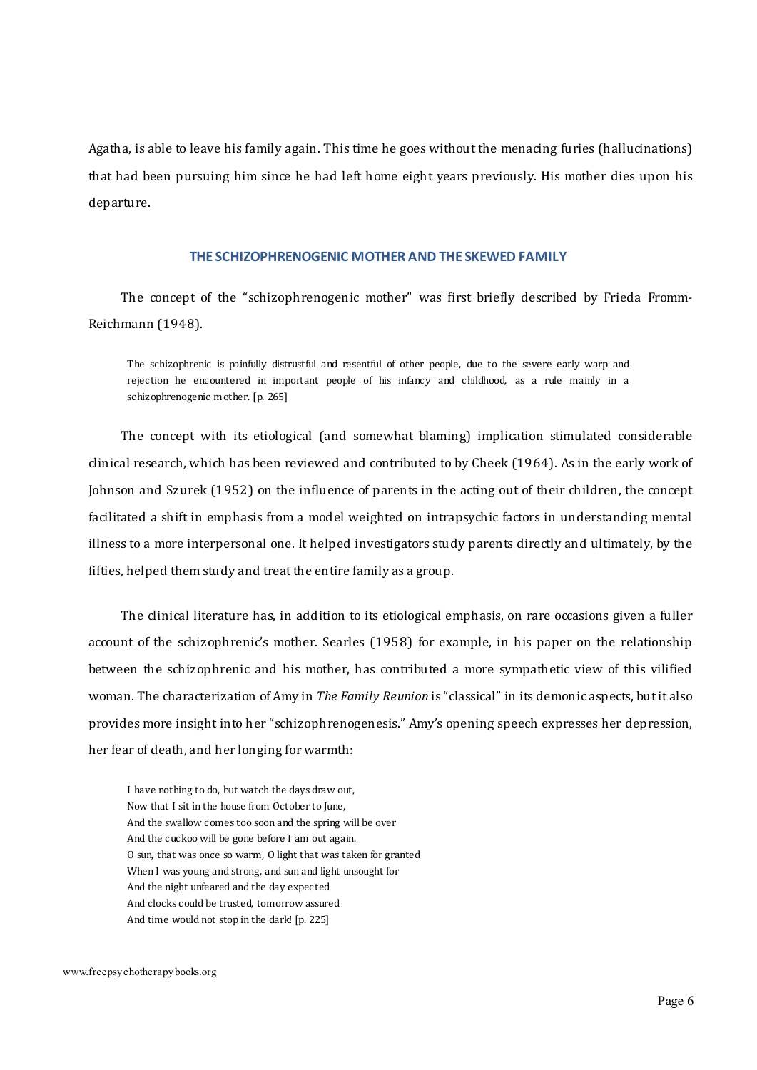Agatha, is able to leave his family again. This time he goes without the menacing furies (hallucinations) that had been pursuing him since he had left home eight years previously. His mother dies upon his departure.

## THE SCHIZOPHRENOGENIC MOTHER AND THE SKEWED FAMILY

The concept of the "schizophrenogenic mother" was first briefly described by Frieda Fromm-Reichmann (1948).

> The schizophrenic is painfully distrustful and resentful of other people, due to the severe early warp and rejection he encountered in important people of his infancy and childhood, as a rule mainly in a schizophrenogenic mother. [p. 265]

The concept with its etiological (and somewhat blaming) implication stimulated considerable clinical research, which has been reviewed and contributed to by Cheek (1964). As in the early work of Johnson and Szurek (1952) on the influence of parents in the acting out of their children, the concept facilitated a shift in emphasis from a model weighted on intrapsychic factors in understanding mental illness to a more interpersonal one. It helped investigators study parents directly and ultimately, by the fifties, helped them study and treat the entire family as a group.

The clinical literature has, in addition to its etiological emphasis, on rare occasions given a fuller account of the schizophrenic's mother. Searles (1958) for example, in his paper on the relationship between the schizophrenic and his mother, has contributed a more sympathetic view of this vilified woman. The characterization of Amy in *The Family Reunion* is "classical" in its demonic aspects, but it also provides more insight into her "schizophrenogenesis." Amy's opening speech expresses her depression, her fear of death, and her longing for warmth:

> I have nothing to do, but watch the days draw out,
> Now that I sit in the house from October to June,
> And the swallow comes too soon and the spring will be over
> And the cuckoo will be gone before I am out again.
> O sun, that was once so warm, O light that was taken for granted
> When I was young and strong, and sun and light unsought for
> And the night unfeared and the day expected
> And clocks could be trusted, tomorrow assured
> And time would not stop in the dark! [p. 225]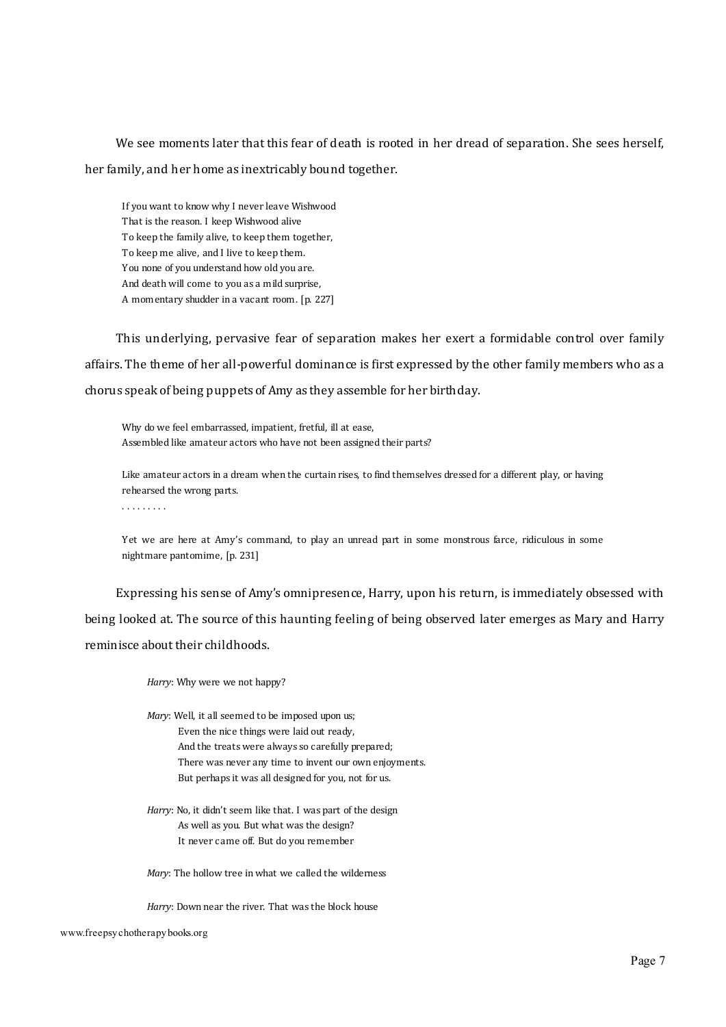We see moments later that this fear of death is rooted in her dread of separation. She sees herself, her family, and her home as inextricably bound together.

> If you want to know why I never leave Wishwood  
> That is the reason. I keep Wishwood alive  
> To keep the family alive, to keep them together,  
> To keep me alive, and I live to keep them.  
> You none of you understand how old you are.  
> And death will come to you as a mild surprise,  
> A momentary shudder in a vacant room. [p. 227]

This underlying, pervasive fear of separation makes her exert a formidable control over family affairs. The theme of her all-powerful dominance is first expressed by the other family members who as a chorus speak of being puppets of Amy as they assemble for her birthday.

> Why do we feel embarrassed, impatient, fretful, ill at ease,  
> Assembled like amateur actors who have not been assigned their parts?
>
> Like amateur actors in a dream when the curtain rises, to find themselves dressed for a different play, or having rehearsed the wrong parts.  
> . . . . . . . . .
>
> Yet we are here at Amy's command, to play an unread part in some monstrous farce, ridiculous in some nightmare pantomime, [p. 231]

Expressing his sense of Amy's omnipresence, Harry, upon his return, is immediately obsessed with being looked at. The source of this haunting feeling of being observed later emerges as Mary and Harry reminisce about their childhoods.

> *Harry*: Why were we not happy?
>
> *Mary*: Well, it all seemed to be imposed upon us;  
> Even the nice things were laid out ready,  
> And the treats were always so carefully prepared;  
> There was never any time to invent our own enjoyments.  
> But perhaps it was all designed for you, not for us.
>
> *Harry*: No, it didn't seem like that. I was part of the design  
> As well as you. But what was the design?  
> It never came off. But do you remember
>
> *Mary*: The hollow tree in what we called the wilderness
>
> *Harry*: Down near the river. That was the block house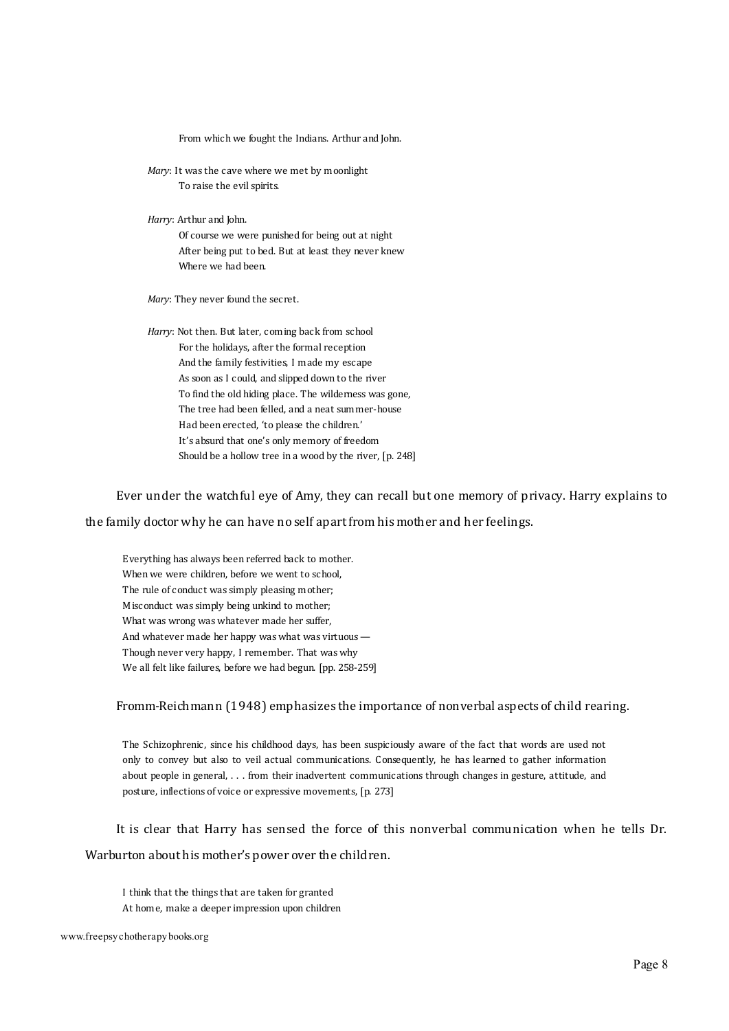From which we fought the Indians. Arthur and John.

*Mary*: It was the cave where we met by moonlight  
To raise the evil spirits.

*Harry*: Arthur and John.  
Of course we were punished for being out at night  
After being put to bed. But at least they never knew  
Where we had been.

*Mary*: They never found the secret.

*Harry*: Not then. But later, coming back from school  
For the holidays, after the formal reception  
And the family festivities, I made my escape  
As soon as I could, and slipped down to the river  
To find the old hiding place. The wilderness was gone,  
The tree had been felled, and a neat summer-house  
Had been erected, 'to please the children.'  
It's absurd that one's only memory of freedom  
Should be a hollow tree in a wood by the river, [p. 248]

Ever under the watchful eye of Amy, they can recall but one memory of privacy. Harry explains to the family doctor why he can have no self apart from his mother and her feelings.

> Everything has always been referred back to mother.  
> When we were children, before we went to school,  
> The rule of conduct was simply pleasing mother;  
> Misconduct was simply being unkind to mother;  
> What was wrong was whatever made her suffer,  
> And whatever made her happy was what was virtuous —  
> Though never very happy, I remember. That was why  
> We all felt like failures, before we had begun. [pp. 258-259]

Fromm-Reichmann (1948) emphasizes the importance of nonverbal aspects of child rearing.

> The Schizophrenic, since his childhood days, has been suspiciously aware of the fact that words are used not only to convey but also to veil actual communications. Consequently, he has learned to gather information about people in general, . . . from their inadvertent communications through changes in gesture, attitude, and posture, inflections of voice or expressive movements, [p. 273]

It is clear that Harry has sensed the force of this nonverbal communication when he tells Dr. Warburton about his mother's power over the children.

> I think that the things that are taken for granted  
> At home, make a deeper impression upon children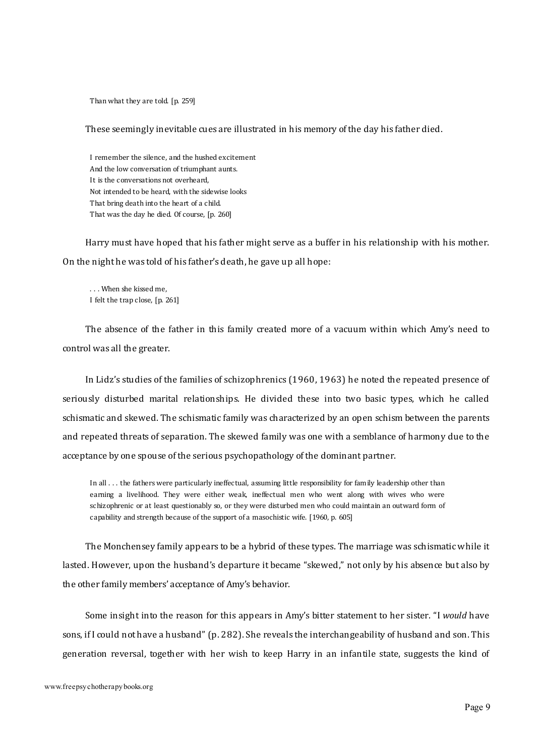> Than what they are told. [p. 259]

These seemingly inevitable cues are illustrated in his memory of the day his father died.

> I remember the silence, and the hushed excitement
> And the low conversation of triumphant aunts.
> It is the conversations not overheard,
> Not intended to be heard, with the sidewise looks
> That bring death into the heart of a child.
> That was the day he died. Of course, [p. 260]

Harry must have hoped that his father might serve as a buffer in his relationship with his mother. On the night he was told of his father's death, he gave up all hope:

> . . . When she kissed me,
> I felt the trap close, [p. 261]

The absence of the father in this family created more of a vacuum within which Amy's need to control was all the greater.

In Lidz's studies of the families of schizophrenics (1960, 1963) he noted the repeated presence of seriously disturbed marital relationships. He divided these into two basic types, which he called schismatic and skewed. The schismatic family was characterized by an open schism between the parents and repeated threats of separation. The skewed family was one with a semblance of harmony due to the acceptance by one spouse of the serious psychopathology of the dominant partner.

> In all . . . the fathers were particularly ineffectual, assuming little responsibility for family leadership other than earning a livelihood. They were either weak, ineffectual men who went along with wives who were schizophrenic or at least questionably so, or they were disturbed men who could maintain an outward form of capability and strength because of the support of a masochistic wife. [1960, p. 605]

The Monchensey family appears to be a hybrid of these types. The marriage was schismatic while it lasted. However, upon the husband's departure it became "skewed," not only by his absence but also by the other family members' acceptance of Amy's behavior.

Some insight into the reason for this appears in Amy's bitter statement to her sister. "I *would* have sons, if I could not have a husband" (p. 282). She reveals the interchangeability of husband and son. This generation reversal, together with her wish to keep Harry in an infantile state, suggests the kind of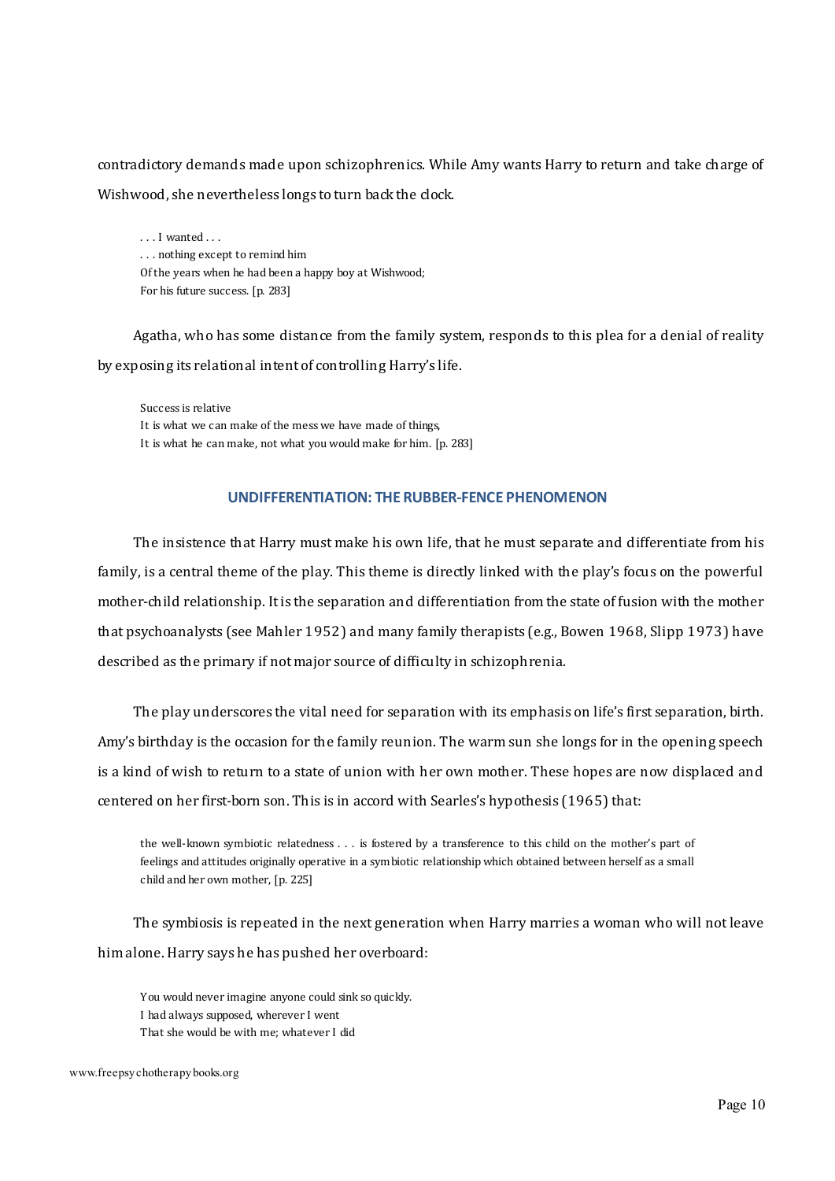contradictory demands made upon schizophrenics. While Amy wants Harry to return and take charge of Wishwood, she nevertheless longs to turn back the clock.

> . . . I wanted . . .
> . . . nothing except to remind him
> Of the years when he had been a happy boy at Wishwood;
> For his future success. [p. 283]

Agatha, who has some distance from the family system, responds to this plea for a denial of reality by exposing its relational intent of controlling Harry's life.

> Success is relative
> It is what we can make of the mess we have made of things,
> It is what he can make, not what you would make for him. [p. 283]

## UNDIFFERENTIATION: THE RUBBER-FENCE PHENOMENON

The insistence that Harry must make his own life, that he must separate and differentiate from his family, is a central theme of the play. This theme is directly linked with the play's focus on the powerful mother-child relationship. It is the separation and differentiation from the state of fusion with the mother that psychoanalysts (see Mahler 1952) and many family therapists (e.g., Bowen 1968, Slipp 1973) have described as the primary if not major source of difficulty in schizophrenia.

The play underscores the vital need for separation with its emphasis on life's first separation, birth. Amy's birthday is the occasion for the family reunion. The warm sun she longs for in the opening speech is a kind of wish to return to a state of union with her own mother. These hopes are now displaced and centered on her first-born son. This is in accord with Searles's hypothesis (1965) that:

> the well-known symbiotic relatedness . . . is fostered by a transference to this child on the mother's part of feelings and attitudes originally operative in a symbiotic relationship which obtained between herself as a small child and her own mother, [p. 225]

The symbiosis is repeated in the next generation when Harry marries a woman who will not leave him alone. Harry says he has pushed her overboard:

> You would never imagine anyone could sink so quickly.
> I had always supposed, wherever I went
> That she would be with me; whatever I did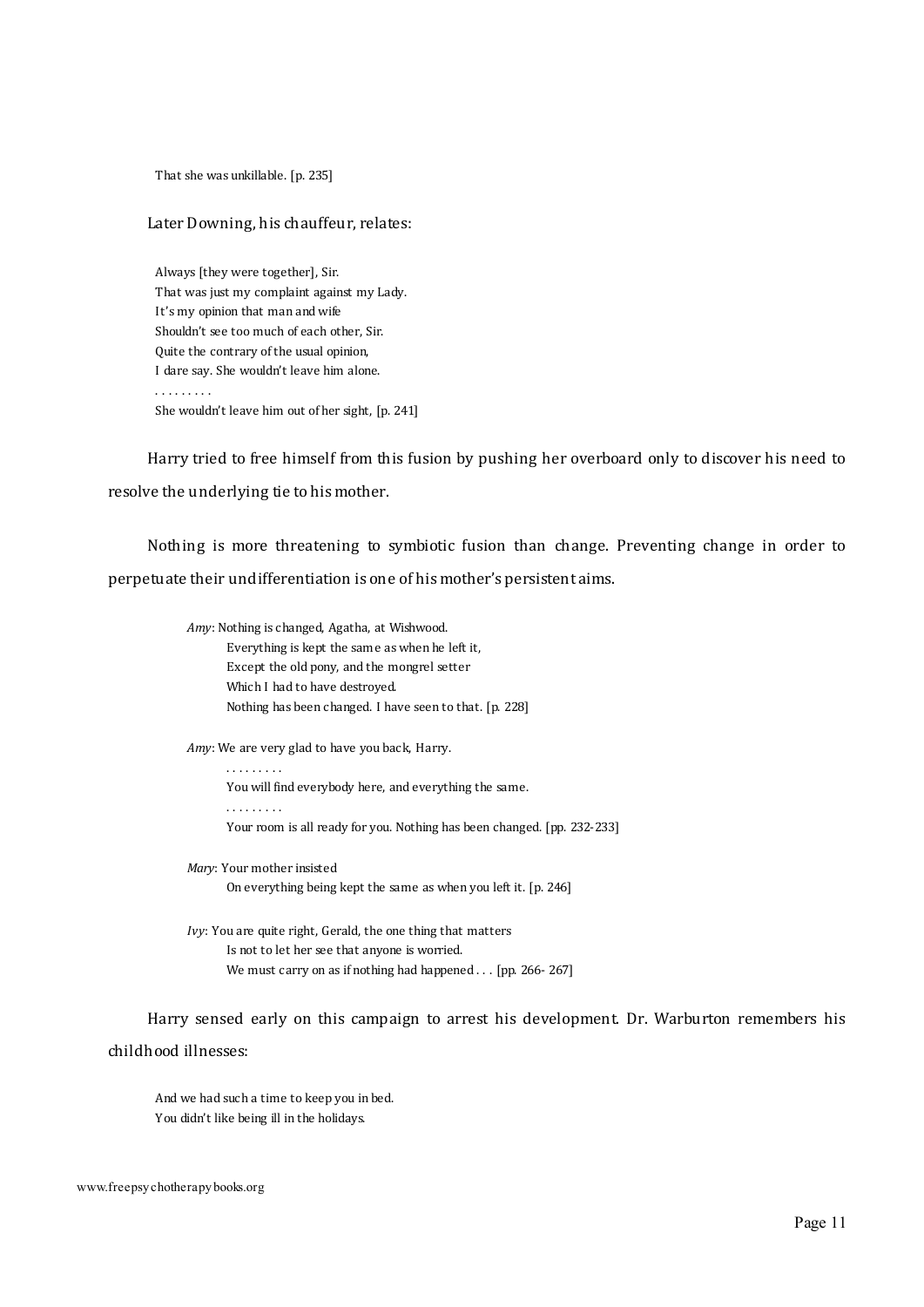That she was unkillable. [p. 235]

Later Downing, his chauffeur, relates:

> Always [they were together], Sir.  
> That was just my complaint against my Lady.  
> It's my opinion that man and wife  
> Shouldn't see too much of each other, Sir.  
> Quite the contrary of the usual opinion,  
> I dare say. She wouldn't leave him alone.  
> . . . . . . . . .  
> She wouldn't leave him out of her sight, [p. 241]

Harry tried to free himself from this fusion by pushing her overboard only to discover his need to resolve the underlying tie to his mother.

Nothing is more threatening to symbiotic fusion than change. Preventing change in order to perpetuate their undifferentiation is one of his mother's persistent aims.

> *Amy*: Nothing is changed, Agatha, at Wishwood.  
> Everything is kept the same as when he left it,  
> Except the old pony, and the mongrel setter  
> Which I had to have destroyed.  
> Nothing has been changed. I have seen to that. [p. 228]
>
> *Amy*: We are very glad to have you back, Harry.  
> . . . . . . . . .  
> You will find everybody here, and everything the same.  
> . . . . . . . . .  
> Your room is all ready for you. Nothing has been changed. [pp. 232-233]
>
> *Mary*: Your mother insisted  
> On everything being kept the same as when you left it. [p. 246]
>
> *Ivy*: You are quite right, Gerald, the one thing that matters  
> Is not to let her see that anyone is worried.  
> We must carry on as if nothing had happened . . . [pp. 266- 267]

Harry sensed early on this campaign to arrest his development. Dr. Warburton remembers his childhood illnesses:

> And we had such a time to keep you in bed.  
> You didn't like being ill in the holidays.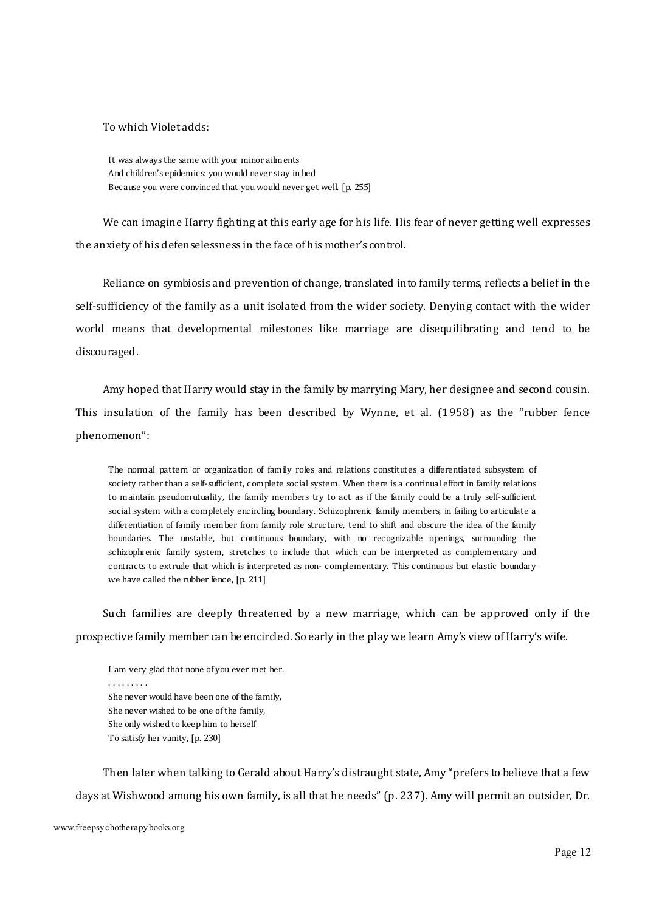To which Violet adds:

> It was always the same with your minor ailments
> And children's epidemics: you would never stay in bed
> Because you were convinced that you would never get well. [p. 255]

We can imagine Harry fighting at this early age for his life. His fear of never getting well expresses the anxiety of his defenselessness in the face of his mother's control.

Reliance on symbiosis and prevention of change, translated into family terms, reflects a belief in the self-sufficiency of the family as a unit isolated from the wider society. Denying contact with the wider world means that developmental milestones like marriage are disequilibrating and tend to be discouraged.

Amy hoped that Harry would stay in the family by marrying Mary, her designee and second cousin. This insulation of the family has been described by Wynne, et al. (1958) as the "rubber fence phenomenon":

> The normal pattern or organization of family roles and relations constitutes a differentiated subsystem of society rather than a self-sufficient, complete social system. When there is a continual effort in family relations to maintain pseudomutuality, the family members try to act as if the family could be a truly self-sufficient social system with a completely encircling boundary. Schizophrenic family members, in failing to articulate a differentiation of family member from family role structure, tend to shift and obscure the idea of the family boundaries. The unstable, but continuous boundary, with no recognizable openings, surrounding the schizophrenic family system, stretches to include that which can be interpreted as complementary and contracts to extrude that which is interpreted as non- complementary. This continuous but elastic boundary we have called the rubber fence, [p. 211]

Such families are deeply threatened by a new marriage, which can be approved only if the prospective family member can be encircled. So early in the play we learn Amy's view of Harry's wife.

> I am very glad that none of you ever met her.
> . . . . . . . . .
> She never would have been one of the family,
> She never wished to be one of the family,
> She only wished to keep him to herself
> To satisfy her vanity, [p. 230]

Then later when talking to Gerald about Harry's distraught state, Amy "prefers to believe that a few days at Wishwood among his own family, is all that he needs" (p. 237). Amy will permit an outsider, Dr.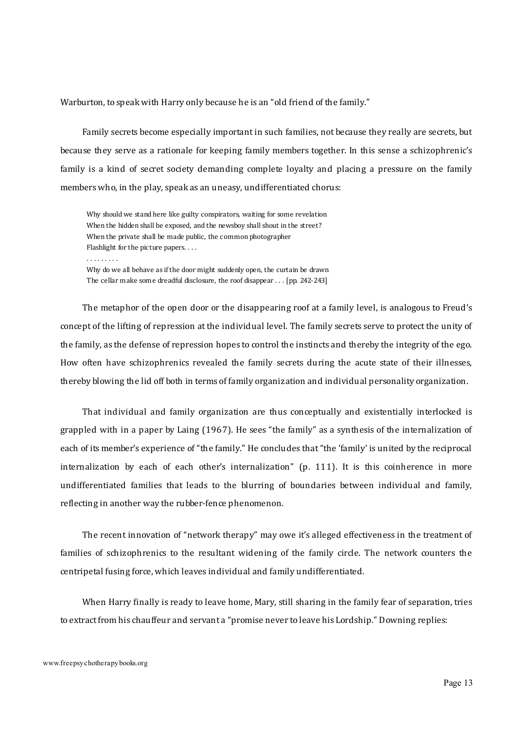Warburton, to speak with Harry only because he is an "old friend of the family."

Family secrets become especially important in such families, not because they really are secrets, but because they serve as a rationale for keeping family members together. In this sense a schizophrenic's family is a kind of secret society demanding complete loyalty and placing a pressure on the family members who, in the play, speak as an uneasy, undifferentiated chorus:

> Why should we stand here like guilty conspirators, waiting for some revelation
> When the hidden shall be exposed, and the newsboy shall shout in the street?
> When the private shall be made public, the common photographer
> Flashlight for the picture papers. . . .
> . . . . . . . . .
> Why do we all behave as if the door might suddenly open, the curtain be drawn
> The cellar make some dreadful disclosure, the roof disappear . . . [pp. 242-243]

The metaphor of the open door or the disappearing roof at a family level, is analogous to Freud's concept of the lifting of repression at the individual level. The family secrets serve to protect the unity of the family, as the defense of repression hopes to control the instincts and thereby the integrity of the ego. How often have schizophrenics revealed the family secrets during the acute state of their illnesses, thereby blowing the lid off both in terms of family organization and individual personality organization.

That individual and family organization are thus conceptually and existentially interlocked is grappled with in a paper by Laing (1967). He sees "the family" as a synthesis of the internalization of each of its member's experience of "the family." He concludes that "the 'family' is united by the reciprocal internalization by each of each other's internalization" (p. 111). It is this coinherence in more undifferentiated families that leads to the blurring of boundaries between individual and family, reflecting in another way the rubber-fence phenomenon.

The recent innovation of "network therapy" may owe it's alleged effectiveness in the treatment of families of schizophrenics to the resultant widening of the family circle. The network counters the centripetal fusing force, which leaves individual and family undifferentiated.

When Harry finally is ready to leave home, Mary, still sharing in the family fear of separation, tries to extract from his chauffeur and servant a "promise never to leave his Lordship." Downing replies: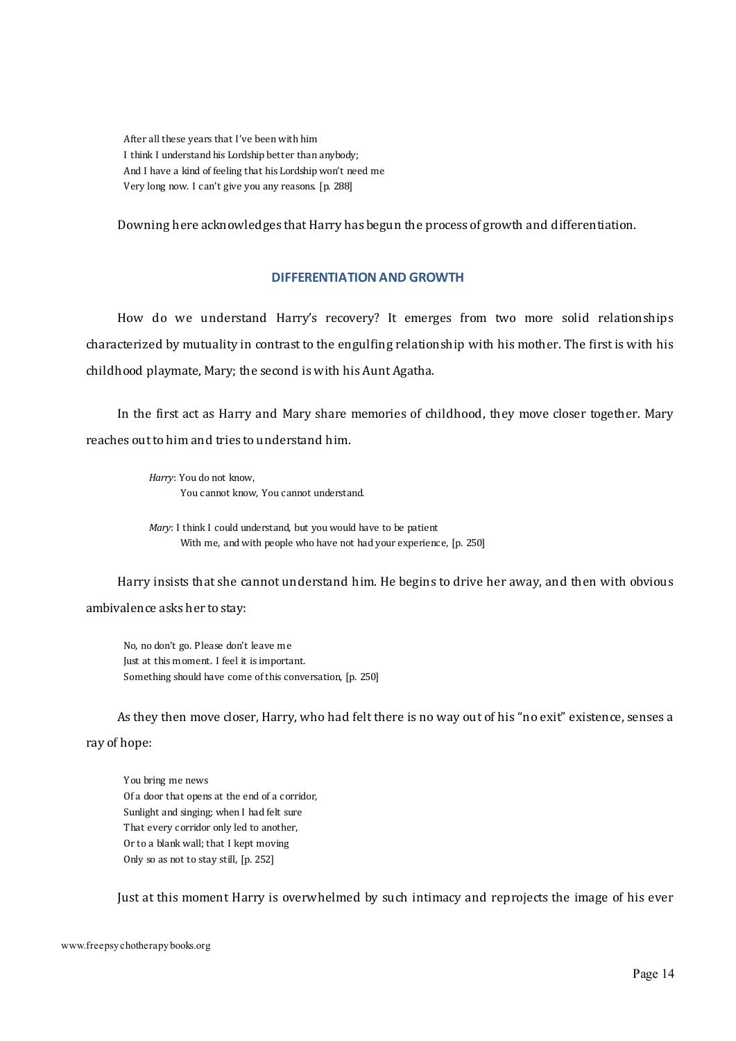After all these years that I've been with him  
I think I understand his Lordship better than anybody;  
And I have a kind of feeling that his Lordship won't need me  
Very long now. I can't give you any reasons. [p. 288]

Downing here acknowledges that Harry has begun the process of growth and differentiation.

### DIFFERENTIATION AND GROWTH

How do we understand Harry's recovery? It emerges from two more solid relationships characterized by mutuality in contrast to the engulfing relationship with his mother. The first is with his childhood playmate, Mary; the second is with his Aunt Agatha.

In the first act as Harry and Mary share memories of childhood, they move closer together. Mary reaches out to him and tries to understand him.

*Harry*: You do not know,  
You cannot know, You cannot understand.

*Mary*: I think I could understand, but you would have to be patient  
With me, and with people who have not had your experience, [p. 250]

Harry insists that she cannot understand him. He begins to drive her away, and then with obvious ambivalence asks her to stay:

No, no don't go. Please don't leave me  
Just at this moment. I feel it is important.  
Something should have come of this conversation, [p. 250]

As they then move closer, Harry, who had felt there is no way out of his "no exit" existence, senses a ray of hope:

You bring me news  
Of a door that opens at the end of a corridor,  
Sunlight and singing; when I had felt sure  
That every corridor only led to another,  
Or to a blank wall; that I kept moving  
Only so as not to stay still, [p. 252]

Just at this moment Harry is overwhelmed by such intimacy and reprojects the image of his ever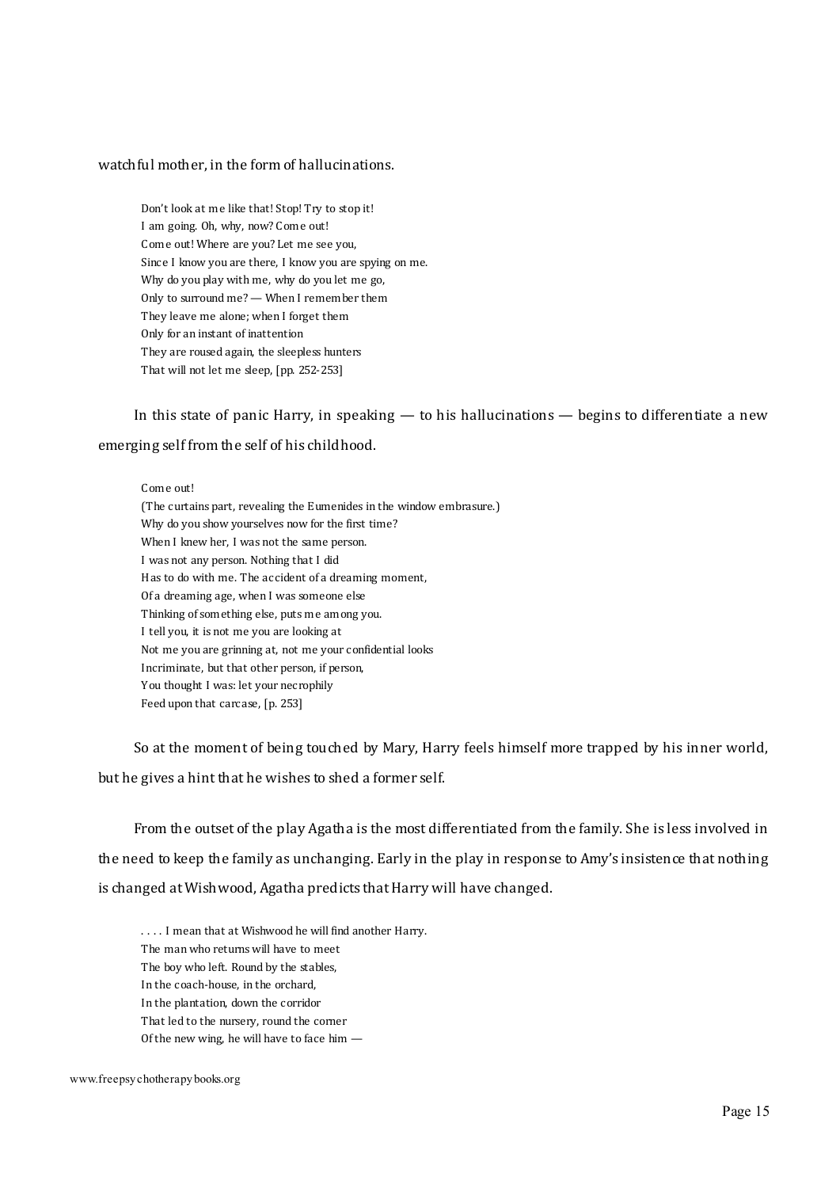watchful mother, in the form of hallucinations.

> Don't look at me like that! Stop! Try to stop it!
> I am going. Oh, why, now? Come out!
> Come out! Where are you? Let me see you,
> Since I know you are there, I know you are spying on me.
> Why do you play with me, why do you let me go,
> Only to surround me? — When I remember them
> They leave me alone; when I forget them
> Only for an instant of inattention
> They are roused again, the sleepless hunters
> That will not let me sleep, [pp. 252-253]

In this state of panic Harry, in speaking — to his hallucinations — begins to differentiate a new emerging self from the self of his childhood.

> Come out!
> (The curtains part, revealing the Eumenides in the window embrasure.)
> Why do you show yourselves now for the first time?
> When I knew her, I was not the same person.
> I was not any person. Nothing that I did
> Has to do with me. The accident of a dreaming moment,
> Of a dreaming age, when I was someone else
> Thinking of something else, puts me among you.
> I tell you, it is not me you are looking at
> Not me you are grinning at, not me your confidential looks
> Incriminate, but that other person, if person,
> You thought I was: let your necrophily
> Feed upon that carcase, [p. 253]

So at the moment of being touched by Mary, Harry feels himself more trapped by his inner world, but he gives a hint that he wishes to shed a former self.

From the outset of the play Agatha is the most differentiated from the family. She is less involved in the need to keep the family as unchanging. Early in the play in response to Amy's insistence that nothing is changed at Wishwood, Agatha predicts that Harry will have changed.

> . . . . I mean that at Wishwood he will find another Harry.
> The man who returns will have to meet
> The boy who left. Round by the stables,
> In the coach-house, in the orchard,
> In the plantation, down the corridor
> That led to the nursery, round the corner
> Of the new wing, he will have to face him —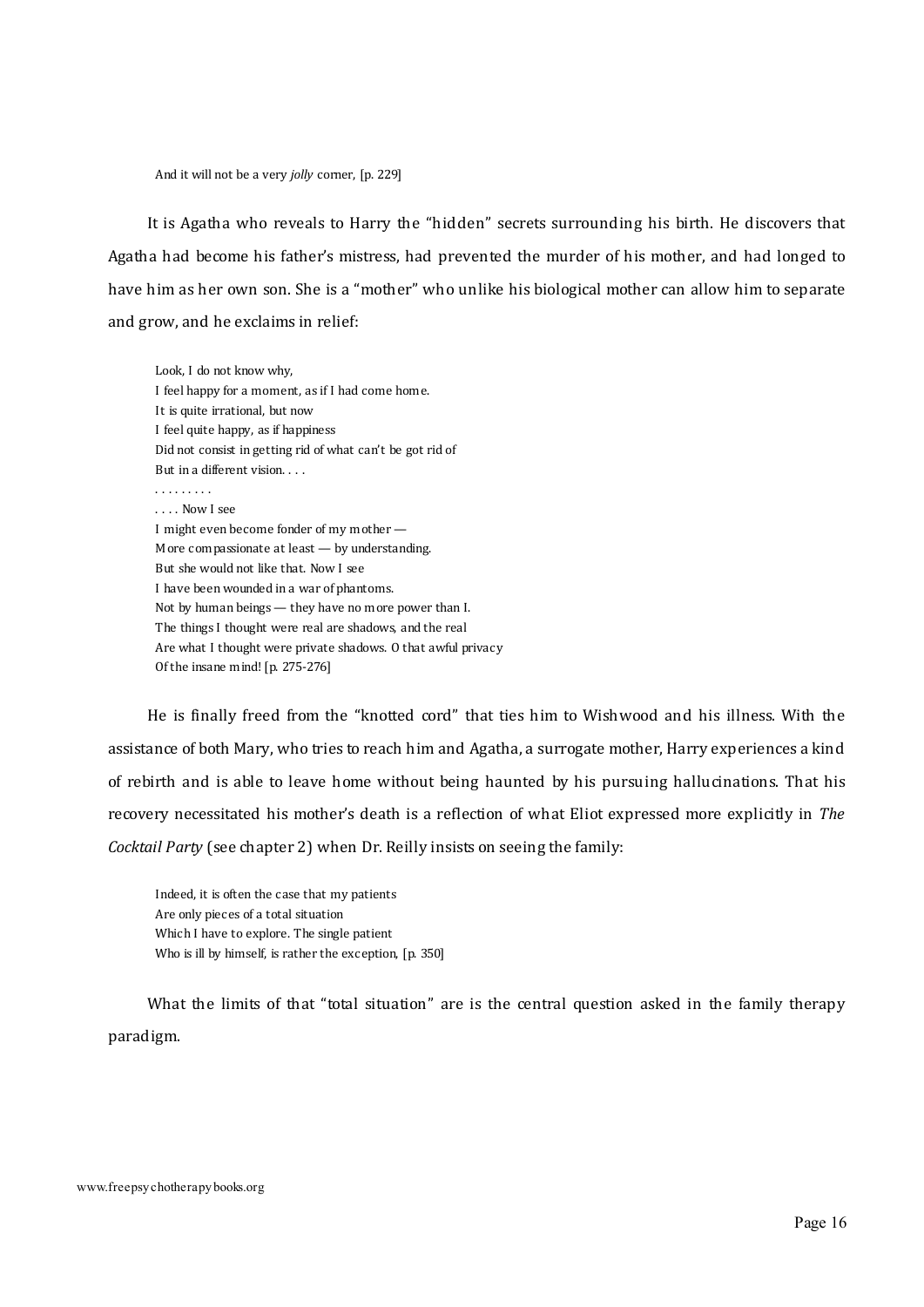And it will not be a very *jolly* corner, [p. 229]

It is Agatha who reveals to Harry the "hidden" secrets surrounding his birth. He discovers that Agatha had become his father's mistress, had prevented the murder of his mother, and had longed to have him as her own son. She is a "mother" who unlike his biological mother can allow him to separate and grow, and he exclaims in relief:

> Look, I do not know why,
> I feel happy for a moment, as if I had come home.
> It is quite irrational, but now
> I feel quite happy, as if happiness
> Did not consist in getting rid of what can't be got rid of
> But in a different vision. . . .
> . . . . . . . . .
> . . . . Now I see
> I might even become fonder of my mother —
> More compassionate at least — by understanding.
> But she would not like that. Now I see
> I have been wounded in a war of phantoms.
> Not by human beings — they have no more power than I.
> The things I thought were real are shadows, and the real
> Are what I thought were private shadows. O that awful privacy
> Of the insane mind! [p. 275-276]

He is finally freed from the "knotted cord" that ties him to Wishwood and his illness. With the assistance of both Mary, who tries to reach him and Agatha, a surrogate mother, Harry experiences a kind of rebirth and is able to leave home without being haunted by his pursuing hallucinations. That his recovery necessitated his mother's death is a reflection of what Eliot expressed more explicitly in *The Cocktail Party* (see chapter 2) when Dr. Reilly insists on seeing the family:

> Indeed, it is often the case that my patients
> Are only pieces of a total situation
> Which I have to explore. The single patient
> Who is ill by himself, is rather the exception, [p. 350]

What the limits of that "total situation" are is the central question asked in the family therapy paradigm.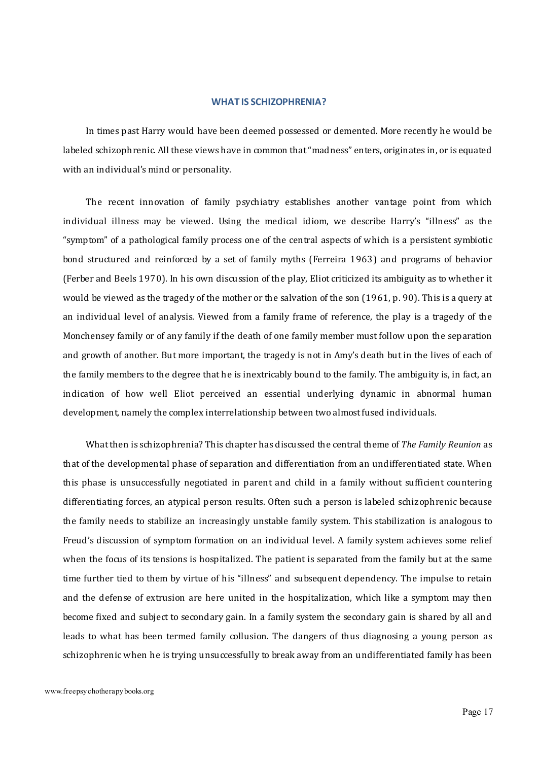## WHAT IS SCHIZOPHRENIA?

In times past Harry would have been deemed possessed or demented. More recently he would be labeled schizophrenic. All these views have in common that "madness" enters, originates in, or is equated with an individual's mind or personality.

The recent innovation of family psychiatry establishes another vantage point from which individual illness may be viewed. Using the medical idiom, we describe Harry's "illness" as the "symptom" of a pathological family process one of the central aspects of which is a persistent symbiotic bond structured and reinforced by a set of family myths (Ferreira 1963) and programs of behavior (Ferber and Beels 1970). In his own discussion of the play, Eliot criticized its ambiguity as to whether it would be viewed as the tragedy of the mother or the salvation of the son (1961, p. 90). This is a query at an individual level of analysis. Viewed from a family frame of reference, the play is a tragedy of the Monchensey family or of any family if the death of one family member must follow upon the separation and growth of another. But more important, the tragedy is not in Amy's death but in the lives of each of the family members to the degree that he is inextricably bound to the family. The ambiguity is, in fact, an indication of how well Eliot perceived an essential underlying dynamic in abnormal human development, namely the complex interrelationship between two almost fused individuals.

What then is schizophrenia? This chapter has discussed the central theme of *The Family Reunion* as that of the developmental phase of separation and differentiation from an undifferentiated state. When this phase is unsuccessfully negotiated in parent and child in a family without sufficient countering differentiating forces, an atypical person results. Often such a person is labeled schizophrenic because the family needs to stabilize an increasingly unstable family system. This stabilization is analogous to Freud's discussion of symptom formation on an individual level. A family system achieves some relief when the focus of its tensions is hospitalized. The patient is separated from the family but at the same time further tied to them by virtue of his "illness" and subsequent dependency. The impulse to retain and the defense of extrusion are here united in the hospitalization, which like a symptom may then become fixed and subject to secondary gain. In a family system the secondary gain is shared by all and leads to what has been termed family collusion. The dangers of thus diagnosing a young person as schizophrenic when he is trying unsuccessfully to break away from an undifferentiated family has been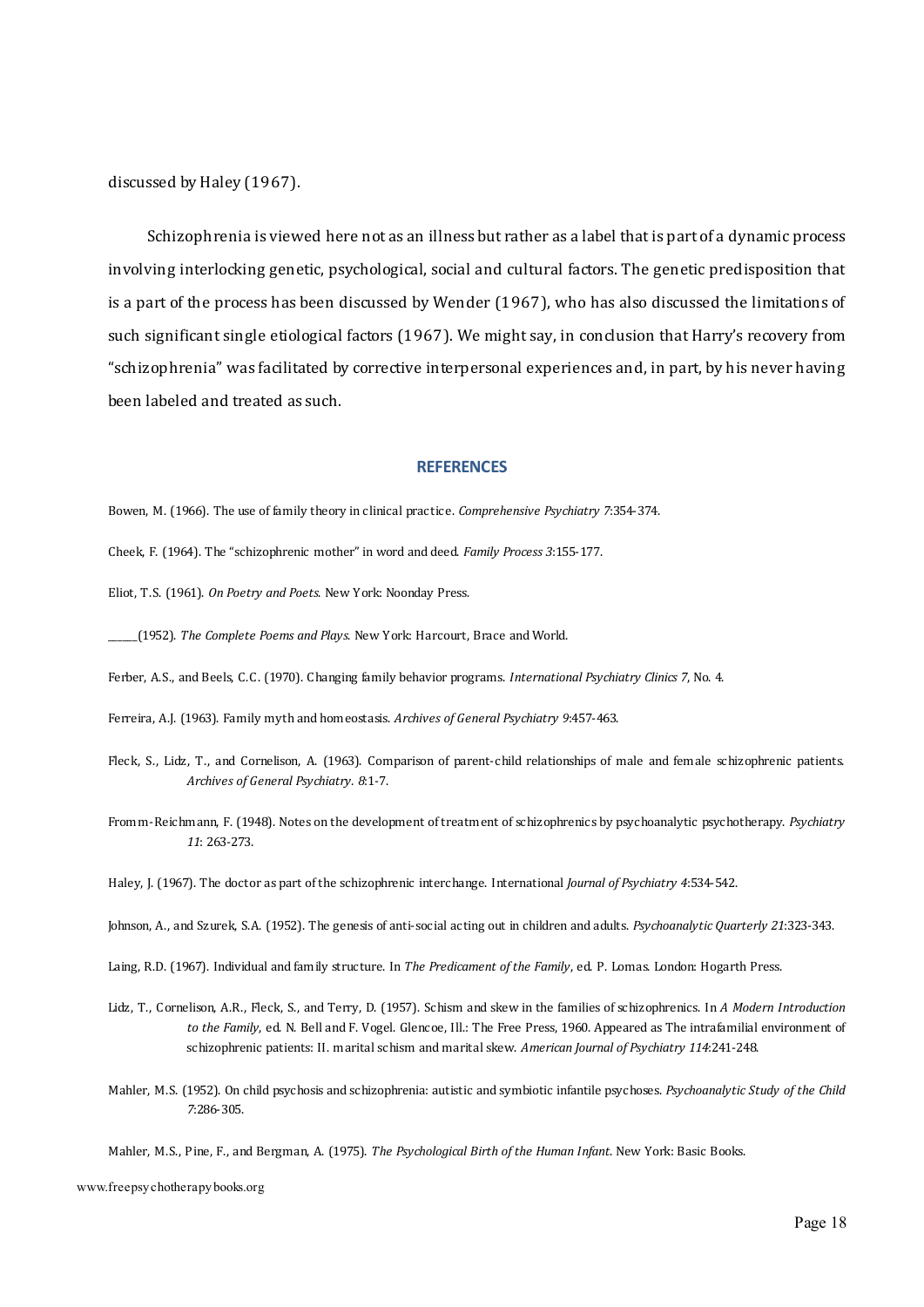discussed by Haley (1967).

Schizophrenia is viewed here not as an illness but rather as a label that is part of a dynamic process involving interlocking genetic, psychological, social and cultural factors. The genetic predisposition that is a part of the process has been discussed by Wender (1967), who has also discussed the limitations of such significant single etiological factors (1967). We might say, in conclusion that Harry's recovery from "schizophrenia" was facilitated by corrective interpersonal experiences and, in part, by his never having been labeled and treated as such.

## REFERENCES

Bowen, M. (1966). The use of family theory in clinical practice. *Comprehensive Psychiatry 7*:354-374.

Cheek, F. (1964). The "schizophrenic mother" in word and deed. *Family Process 3*:155-177.

Eliot, T.S. (1961). *On Poetry and Poets.* New York: Noonday Press.

______(1952). *The Complete Poems and Plays.* New York: Harcourt, Brace and World.

Ferber, A.S., and Beels, C.C. (1970). Changing family behavior programs. *International Psychiatry Clinics 7*, No. 4.

Ferreira, A.J. (1963). Family myth and homeostasis. *Archives of General Psychiatry 9*:457-463.

Fleck, S., Lidz, T., and Cornelison, A. (1963). Comparison of parent-child relationships of male and female schizophrenic patients. *Archives of General Psychiatry. 8*:1-7.

Fromm-Reichmann, F. (1948). Notes on the development of treatment of schizophrenics by psychoanalytic psychotherapy. *Psychiatry 11*: 263-273.

Haley, J. (1967). The doctor as part of the schizophrenic interchange. International *Journal of Psychiatry 4*:534-542.

Johnson, A., and Szurek, S.A. (1952). The genesis of anti-social acting out in children and adults. *Psychoanalytic Quarterly 21*:323-343.

Laing, R.D. (1967). Individual and family structure. In *The Predicament of the Family*, ed. P. Lomas. London: Hogarth Press.

Lidz, T., Cornelison, A.R., Fleck, S., and Terry, D. (1957). Schism and skew in the families of schizophrenics. In *A Modern Introduction to the Family*, ed. N. Bell and F. Vogel. Glencoe, Ill.: The Free Press, 1960. Appeared as The intrafamilial environment of schizophrenic patients: II. marital schism and marital skew. *American Journal of Psychiatry 114*:241-248.

Mahler, M.S. (1952). On child psychosis and schizophrenia: autistic and symbiotic infantile psychoses. *Psychoanalytic Study of the Child 7*:286-305.

Mahler, M.S., Pine, F., and Bergman, A. (1975). *The Psychological Birth of the Human Infant.* New York: Basic Books.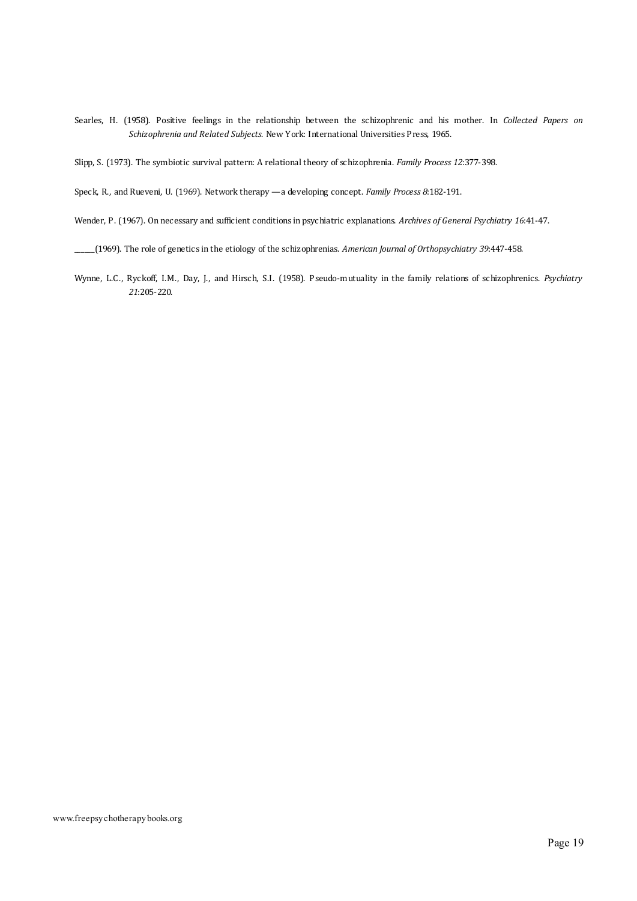Searles, H. (1958). Positive feelings in the relationship between the schizophrenic and his mother. In *Collected Papers on Schizophrenia and Related Subjects.* New York: International Universities Press, 1965.

Slipp, S. (1973). The symbiotic survival pattern: A relational theory of schizophrenia. *Family Process 12*:377-398.

Speck, R., and Rueveni, U. (1969). Network therapy —a developing concept. *Family Process 8*:182-191.

Wender, P. (1967). On necessary and sufficient conditions in psychiatric explanations. *Archives of General Psychiatry 16*:41-47.

______(1969). The role of genetics in the etiology of the schizophrenias. *American Journal of Orthopsychiatry 39*:447-458.

Wynne, L.C., Ryckoff, I.M., Day, J., and Hirsch, S.I. (1958). Pseudo-mutuality in the family relations of schizophrenics. *Psychiatry 21*:205-220.